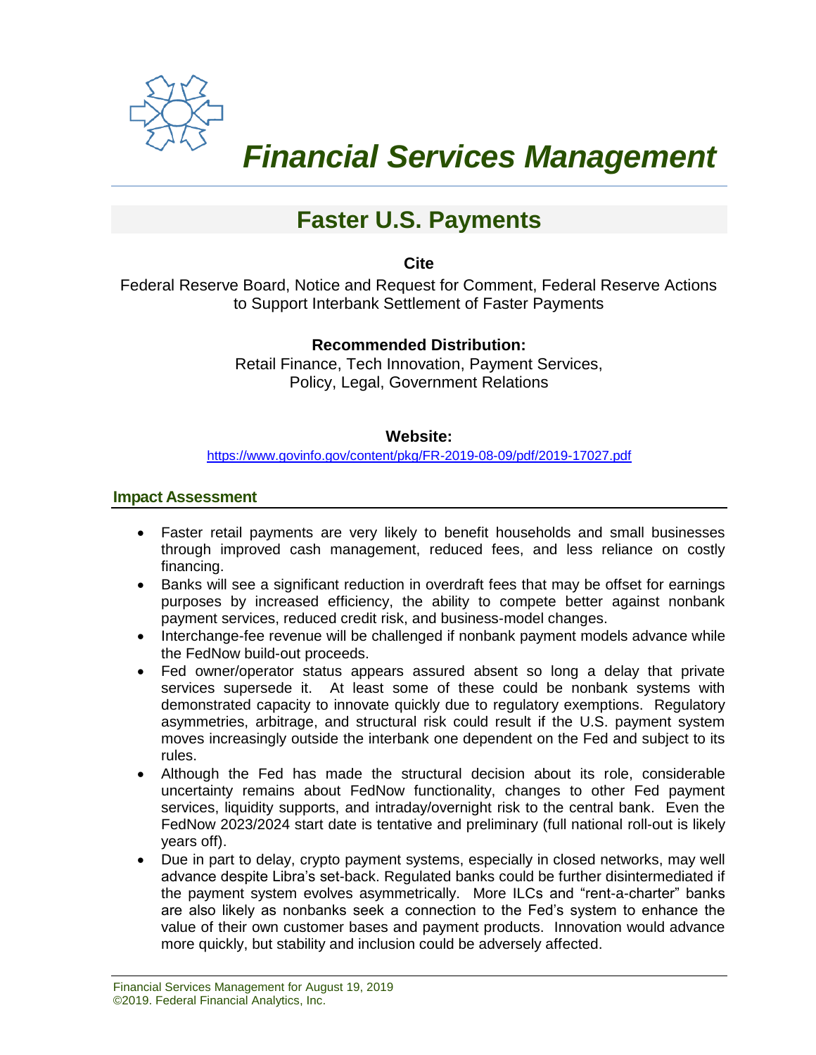# *Financial Services Management*

## Faster U.S. Payments

**Cite**

Federal Reserve Board, Notice and Request for Comment, Federal Reserve Actions to Support Interbank Settlement of Faster Payments

**Recommended Distribution:**

Retail Finance, Tech Innovation, Payment Services, Policy, Legal, Government Relations

**Website:**

https://www.govinfo.gov/content/pkg/FR-2019-08-09/pdf/2019-17027.pdf

### Impact Assessment

- Faster retail payments are very likely to benefit households and small businesses through improved cash management, reduced fees, and less reliance on costly financing.
- Banks will see a significant reduction in overdraft fees that may be offset for earnings purposes by increased efficiency, the ability to compete better against nonbank payment services, reduced credit risk, and business-model changes.
- Interchange-fee revenue will be challenged if nonbank payment models advance while the FedNow build-out proceeds.
- Fed owner/operator status appears assured absent so long a delay that private services supersede it. At least some of these could be nonbank systems with demonstrated capacity to innovate quickly due to regulatory exemptions. Regulatory asymmetries, arbitrage, and structural risk could result if the U.S. payment system moves increasingly outside the interbank one dependent on the Fed and subject to its rules.
- Although the Fed has made the structural decision about its role, considerable uncertainty remains about FedNow functionality, changes to other Fed payment services, liquidity supports, and intraday/overnight risk to the central bank. Even the FedNow 2023/2024 start date is tentative and preliminary (full national roll-out is likely years off).
- Due in part to delay, crypto payment systems, especially in closed networks, may well advance despite Libra's set-back. Regulated banks could be further disintermediated if the payment system evolves asymmetrically. More ILCs and "rent-a-charter" banks are also likely as nonbanks seek a connection to the Fed's system to enhance the value of their own customer bases and payment products. Innovation would advance more quickly, but stability and inclusion could be adversely affected.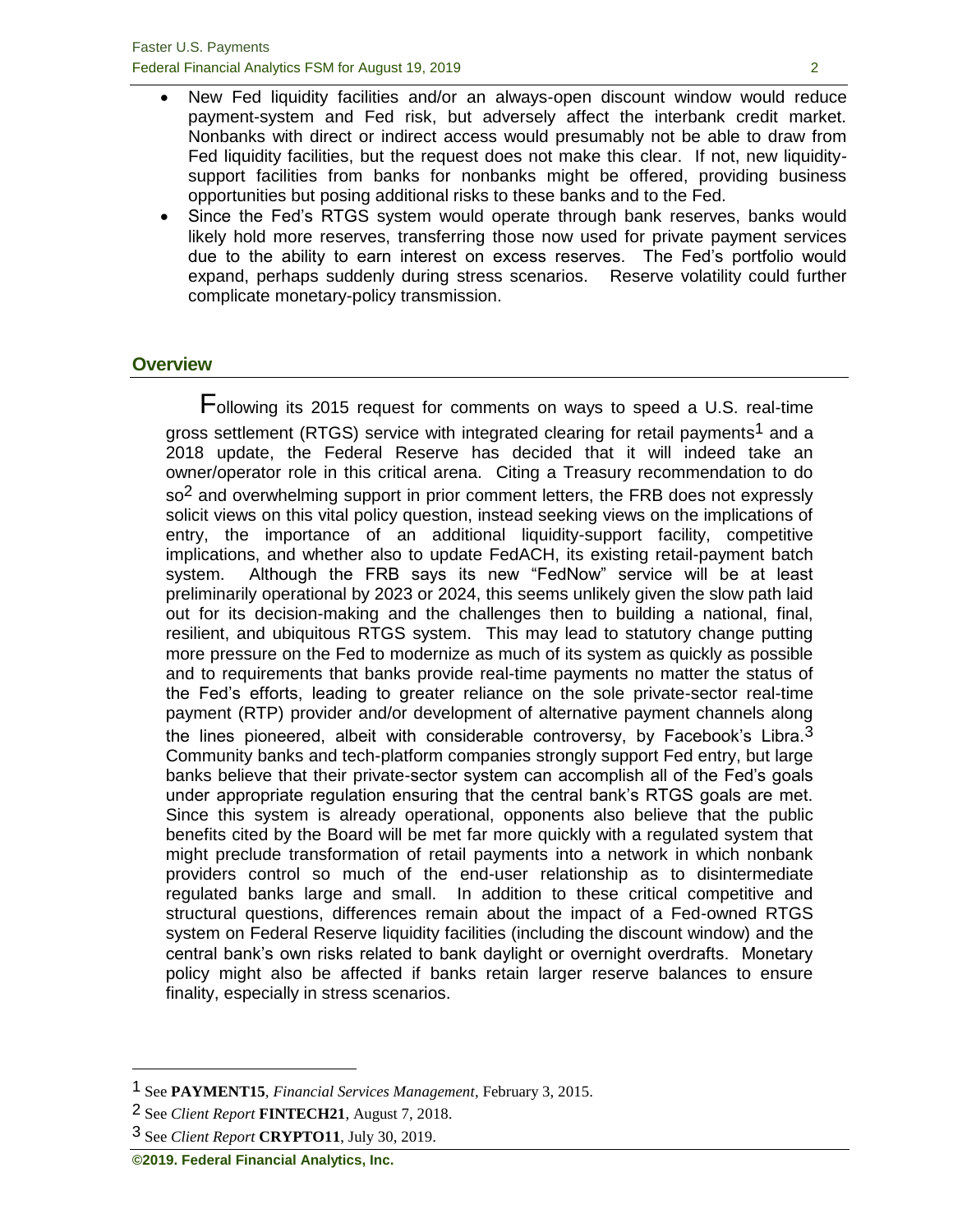- New Fed liquidity facilities and/or an always-open discount window would reduce payment-system and Fed risk, but adversely affect the interbank credit market. Nonbanks with direct or indirect access would presumably not be able to draw from Fed liquidity facilities, but the request does not make this clear. If not, new liquidity-support facilities from banks for nonbanks might be offered, providing business opportunities but posing additional risks to these banks and to the Fed.
- Since the Fed's RTGS system would operate through bank reserves, banks would likely hold more reserves, transferring those now used for private payment services due to the ability to earn interest on excess reserves. The Fed's portfolio would expand, perhaps suddenly during stress scenarios. Reserve volatility could further complicate monetary-policy transmission.

## Overview

Following its 2015 request for comments on ways to speed a U.S. real-time gross settlement (RTGS) service with integrated clearing for retail payments[1] and a 2018 update, the Federal Reserve has decided that it will indeed take an owner/operator role in this critical arena. Citing a Treasury recommendation to do so[2] and overwhelming support in prior comment letters, the FRB does not expressly solicit views on this vital policy question, instead seeking views on the implications of entry, the importance of an additional liquidity-support facility, competitive implications, and whether also to update FedACH, its existing retail-payment batch system. Although the FRB says its new "FedNow" service will be at least preliminarily operational by 2023 or 2024, this seems unlikely given the slow path laid out for its decision-making and the challenges then to building a national, final, resilient, and ubiquitous RTGS system. This may lead to statutory change putting more pressure on the Fed to modernize as much of its system as quickly as possible and to requirements that banks provide real-time payments no matter the status of the Fed's efforts, leading to greater reliance on the sole private-sector real-time payment (RTP) provider and/or development of alternative payment channels along the lines pioneered, albeit with considerable controversy, by Facebook's Libra.[3] Community banks and tech-platform companies strongly support Fed entry, but large banks believe that their private-sector system can accomplish all of the Fed's goals under appropriate regulation ensuring that the central bank's RTGS goals are met. Since this system is already operational, opponents also believe that the public benefits cited by the Board will be met far more quickly with a regulated system that might preclude transformation of retail payments into a network in which nonbank providers control so much of the end-user relationship as to disintermediate regulated banks large and small. In addition to these critical competitive and structural questions, differences remain about the impact of a Fed-owned RTGS system on Federal Reserve liquidity facilities (including the discount window) and the central bank's own risks related to bank daylight or overnight overdrafts. Monetary policy might also be affected if banks retain larger reserve balances to ensure finality, especially in stress scenarios.

---

[1] See **PAYMENT15**, *Financial Services Management*, February 3, 2015.

[2] See *Client Report* **FINTECH21**, August 7, 2018.

[3] See *Client Report* **CRYPTO11**, July 30, 2019.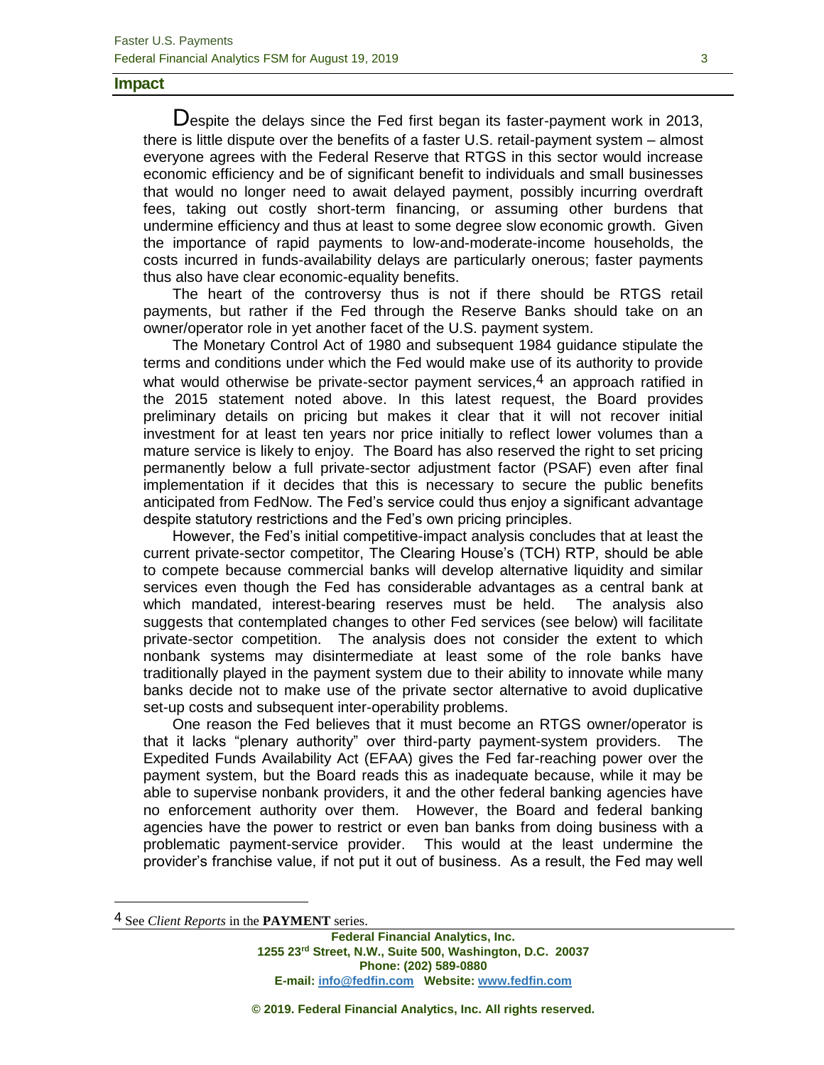## Impact

Despite the delays since the Fed first began its faster-payment work in 2013, there is little dispute over the benefits of a faster U.S. retail-payment system – almost everyone agrees with the Federal Reserve that RTGS in this sector would increase economic efficiency and be of significant benefit to individuals and small businesses that would no longer need to await delayed payment, possibly incurring overdraft fees, taking out costly short-term financing, or assuming other burdens that undermine efficiency and thus at least to some degree slow economic growth. Given the importance of rapid payments to low-and-moderate-income households, the costs incurred in funds-availability delays are particularly onerous; faster payments thus also have clear economic-equality benefits.

The heart of the controversy thus is not if there should be RTGS retail payments, but rather if the Fed through the Reserve Banks should take on an owner/operator role in yet another facet of the U.S. payment system.

The Monetary Control Act of 1980 and subsequent 1984 guidance stipulate the terms and conditions under which the Fed would make use of its authority to provide what would otherwise be private-sector payment services,[4] an approach ratified in the 2015 statement noted above. In this latest request, the Board provides preliminary details on pricing but makes it clear that it will not recover initial investment for at least ten years nor price initially to reflect lower volumes than a mature service is likely to enjoy. The Board has also reserved the right to set pricing permanently below a full private-sector adjustment factor (PSAF) even after final implementation if it decides that this is necessary to secure the public benefits anticipated from FedNow. The Fed's service could thus enjoy a significant advantage despite statutory restrictions and the Fed's own pricing principles.

However, the Fed's initial competitive-impact analysis concludes that at least the current private-sector competitor, The Clearing House's (TCH) RTP, should be able to compete because commercial banks will develop alternative liquidity and similar services even though the Fed has considerable advantages as a central bank at which mandated, interest-bearing reserves must be held. The analysis also suggests that contemplated changes to other Fed services (see below) will facilitate private-sector competition. The analysis does not consider the extent to which nonbank systems may disintermediate at least some of the role banks have traditionally played in the payment system due to their ability to innovate while many banks decide not to make use of the private sector alternative to avoid duplicative set-up costs and subsequent inter-operability problems.

One reason the Fed believes that it must become an RTGS owner/operator is that it lacks "plenary authority" over third-party payment-system providers. The Expedited Funds Availability Act (EFAA) gives the Fed far-reaching power over the payment system, but the Board reads this as inadequate because, while it may be able to supervise nonbank providers, it and the other federal banking agencies have no enforcement authority over them. However, the Board and federal banking agencies have the power to restrict or even ban banks from doing business with a problematic payment-service provider. This would at the least undermine the provider's franchise value, if not put it out of business. As a result, the Fed may well

---

[4] See *Client Reports* in the **PAYMENT** series.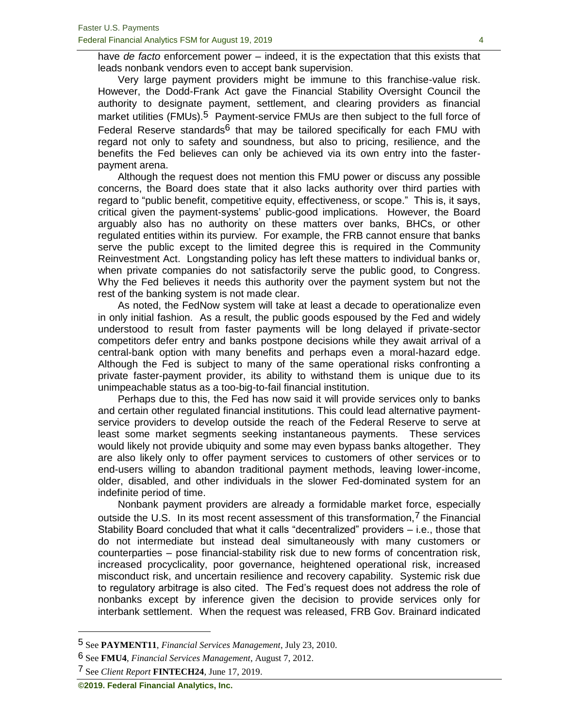have *de facto* enforcement power – indeed, it is the expectation that this exists that leads nonbank vendors even to accept bank supervision.

Very large payment providers might be immune to this franchise-value risk. However, the Dodd-Frank Act gave the Financial Stability Oversight Council the authority to designate payment, settlement, and clearing providers as financial market utilities (FMUs).[5] Payment-service FMUs are then subject to the full force of Federal Reserve standards[6] that may be tailored specifically for each FMU with regard not only to safety and soundness, but also to pricing, resilience, and the benefits the Fed believes can only be achieved via its own entry into the faster-payment arena.

Although the request does not mention this FMU power or discuss any possible concerns, the Board does state that it also lacks authority over third parties with regard to "public benefit, competitive equity, effectiveness, or scope." This is, it says, critical given the payment-systems' public-good implications. However, the Board arguably also has no authority on these matters over banks, BHCs, or other regulated entities within its purview. For example, the FRB cannot ensure that banks serve the public except to the limited degree this is required in the Community Reinvestment Act. Longstanding policy has left these matters to individual banks or, when private companies do not satisfactorily serve the public good, to Congress. Why the Fed believes it needs this authority over the payment system but not the rest of the banking system is not made clear.

As noted, the FedNow system will take at least a decade to operationalize even in only initial fashion. As a result, the public goods espoused by the Fed and widely understood to result from faster payments will be long delayed if private-sector competitors defer entry and banks postpone decisions while they await arrival of a central-bank option with many benefits and perhaps even a moral-hazard edge. Although the Fed is subject to many of the same operational risks confronting a private faster-payment provider, its ability to withstand them is unique due to its unimpeachable status as a too-big-to-fail financial institution.

Perhaps due to this, the Fed has now said it will provide services only to banks and certain other regulated financial institutions. This could lead alternative payment-service providers to develop outside the reach of the Federal Reserve to serve at least some market segments seeking instantaneous payments. These services would likely not provide ubiquity and some may even bypass banks altogether. They are also likely only to offer payment services to customers of other services or to end-users willing to abandon traditional payment methods, leaving lower-income, older, disabled, and other individuals in the slower Fed-dominated system for an indefinite period of time.

Nonbank payment providers are already a formidable market force, especially outside the U.S. In its most recent assessment of this transformation,[7] the Financial Stability Board concluded that what it calls "decentralized" providers – i.e., those that do not intermediate but instead deal simultaneously with many customers or counterparties – pose financial-stability risk due to new forms of concentration risk, increased procyclicality, poor governance, heightened operational risk, increased misconduct risk, and uncertain resilience and recovery capability. Systemic risk due to regulatory arbitrage is also cited. The Fed's request does not address the role of nonbanks except by inference given the decision to provide services only for interbank settlement. When the request was released, FRB Gov. Brainard indicated

---

[5] See **PAYMENT11**, *Financial Services Management*, July 23, 2010.

[6] See **FMU4**, *Financial Services Management*, August 7, 2012.

[7] See *Client Report* **FINTECH24**, June 17, 2019.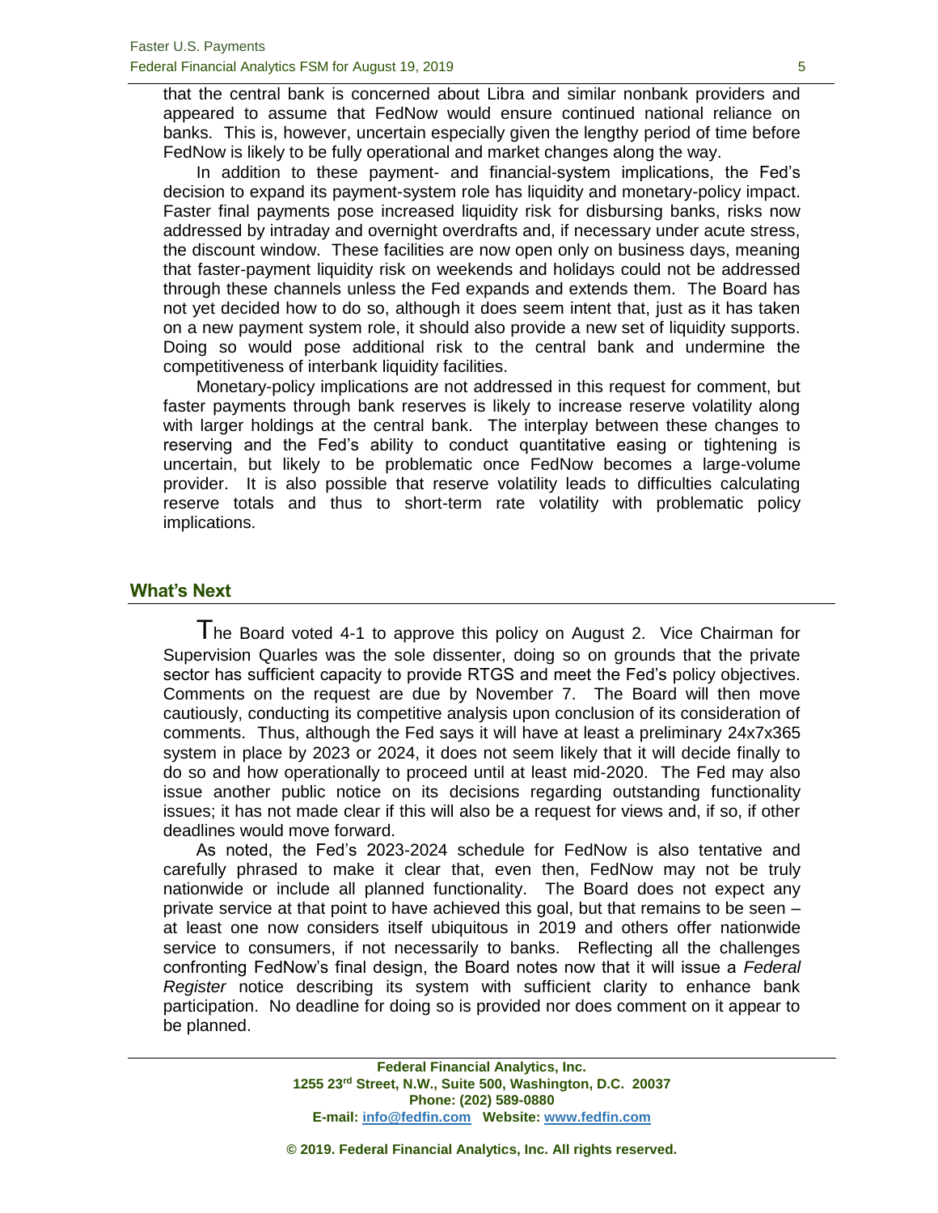that the central bank is concerned about Libra and similar nonbank providers and appeared to assume that FedNow would ensure continued national reliance on banks. This is, however, uncertain especially given the lengthy period of time before FedNow is likely to be fully operational and market changes along the way.

In addition to these payment- and financial-system implications, the Fed's decision to expand its payment-system role has liquidity and monetary-policy impact. Faster final payments pose increased liquidity risk for disbursing banks, risks now addressed by intraday and overnight overdrafts and, if necessary under acute stress, the discount window. These facilities are now open only on business days, meaning that faster-payment liquidity risk on weekends and holidays could not be addressed through these channels unless the Fed expands and extends them. The Board has not yet decided how to do so, although it does seem intent that, just as it has taken on a new payment system role, it should also provide a new set of liquidity supports. Doing so would pose additional risk to the central bank and undermine the competitiveness of interbank liquidity facilities.

Monetary-policy implications are not addressed in this request for comment, but faster payments through bank reserves is likely to increase reserve volatility along with larger holdings at the central bank. The interplay between these changes to reserving and the Fed's ability to conduct quantitative easing or tightening is uncertain, but likely to be problematic once FedNow becomes a large-volume provider. It is also possible that reserve volatility leads to difficulties calculating reserve totals and thus to short-term rate volatility with problematic policy implications.

## What's Next

The Board voted 4-1 to approve this policy on August 2. Vice Chairman for Supervision Quarles was the sole dissenter, doing so on grounds that the private sector has sufficient capacity to provide RTGS and meet the Fed's policy objectives. Comments on the request are due by November 7. The Board will then move cautiously, conducting its competitive analysis upon conclusion of its consideration of comments. Thus, although the Fed says it will have at least a preliminary 24x7x365 system in place by 2023 or 2024, it does not seem likely that it will decide finally to do so and how operationally to proceed until at least mid-2020. The Fed may also issue another public notice on its decisions regarding outstanding functionality issues; it has not made clear if this will also be a request for views and, if so, if other deadlines would move forward.

As noted, the Fed's 2023-2024 schedule for FedNow is also tentative and carefully phrased to make it clear that, even then, FedNow may not be truly nationwide or include all planned functionality. The Board does not expect any private service at that point to have achieved this goal, but that remains to be seen – at least one now considers itself ubiquitous in 2019 and others offer nationwide service to consumers, if not necessarily to banks. Reflecting all the challenges confronting FedNow's final design, the Board notes now that it will issue a *Federal Register* notice describing its system with sufficient clarity to enhance bank participation. No deadline for doing so is provided nor does comment on it appear to be planned.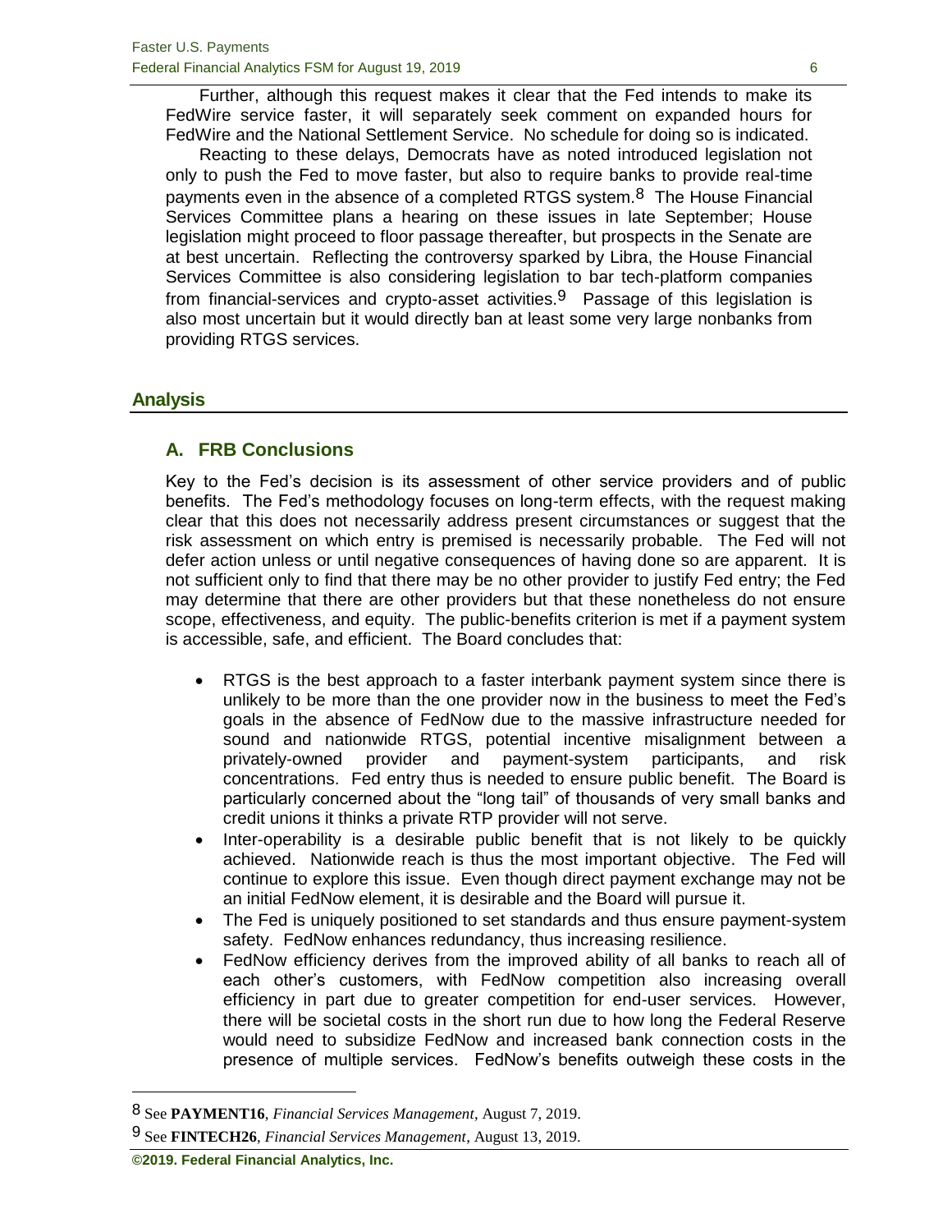Further, although this request makes it clear that the Fed intends to make its FedWire service faster, it will separately seek comment on expanded hours for FedWire and the National Settlement Service. No schedule for doing so is indicated.

Reacting to these delays, Democrats have as noted introduced legislation not only to push the Fed to move faster, but also to require banks to provide real-time payments even in the absence of a completed RTGS system.[8] The House Financial Services Committee plans a hearing on these issues in late September; House legislation might proceed to floor passage thereafter, but prospects in the Senate are at best uncertain. Reflecting the controversy sparked by Libra, the House Financial Services Committee is also considering legislation to bar tech-platform companies from financial-services and crypto-asset activities.[9] Passage of this legislation is also most uncertain but it would directly ban at least some very large nonbanks from providing RTGS services.

## Analysis

### A. FRB Conclusions

Key to the Fed's decision is its assessment of other service providers and of public benefits. The Fed's methodology focuses on long-term effects, with the request making clear that this does not necessarily address present circumstances or suggest that the risk assessment on which entry is premised is necessarily probable. The Fed will not defer action unless or until negative consequences of having done so are apparent. It is not sufficient only to find that there may be no other provider to justify Fed entry; the Fed may determine that there are other providers but that these nonetheless do not ensure scope, effectiveness, and equity. The public-benefits criterion is met if a payment system is accessible, safe, and efficient. The Board concludes that:

- RTGS is the best approach to a faster interbank payment system since there is unlikely to be more than the one provider now in the business to meet the Fed's goals in the absence of FedNow due to the massive infrastructure needed for sound and nationwide RTGS, potential incentive misalignment between a privately-owned provider and payment-system participants, and risk concentrations. Fed entry thus is needed to ensure public benefit. The Board is particularly concerned about the "long tail" of thousands of very small banks and credit unions it thinks a private RTP provider will not serve.
- Inter-operability is a desirable public benefit that is not likely to be quickly achieved. Nationwide reach is thus the most important objective. The Fed will continue to explore this issue. Even though direct payment exchange may not be an initial FedNow element, it is desirable and the Board will pursue it.
- The Fed is uniquely positioned to set standards and thus ensure payment-system safety. FedNow enhances redundancy, thus increasing resilience.
- FedNow efficiency derives from the improved ability of all banks to reach all of each other's customers, with FedNow competition also increasing overall efficiency in part due to greater competition for end-user services. However, there will be societal costs in the short run due to how long the Federal Reserve would need to subsidize FedNow and increased bank connection costs in the presence of multiple services. FedNow's benefits outweigh these costs in the

---

[8] See **PAYMENT16**, *Financial Services Management*, August 7, 2019.

[9] See **FINTECH26**, *Financial Services Management*, August 13, 2019.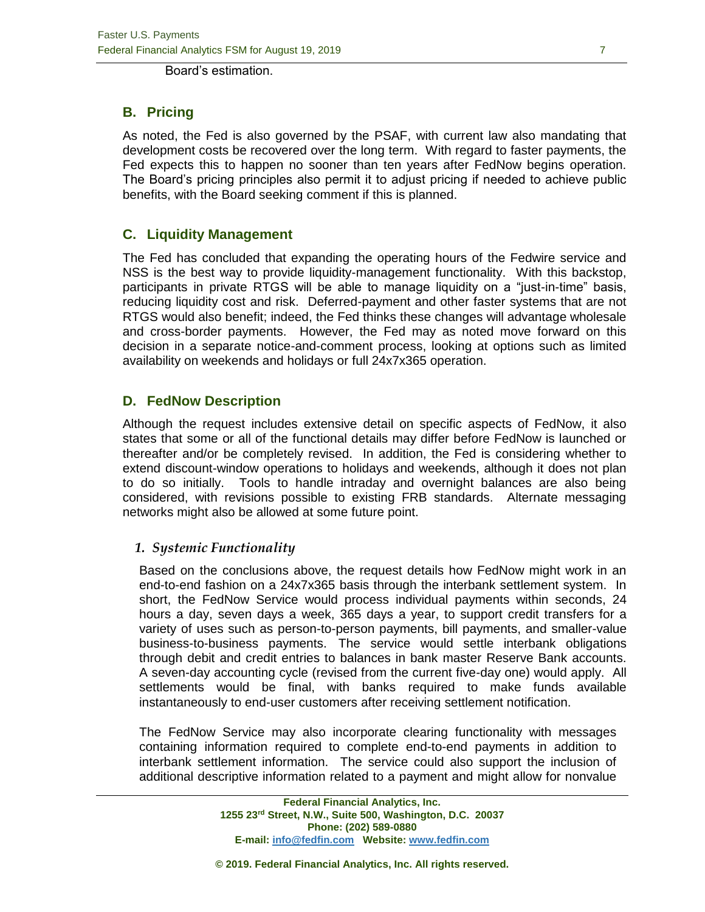Board's estimation.

## B. Pricing

As noted, the Fed is also governed by the PSAF, with current law also mandating that development costs be recovered over the long term. With regard to faster payments, the Fed expects this to happen no sooner than ten years after FedNow begins operation. The Board's pricing principles also permit it to adjust pricing if needed to achieve public benefits, with the Board seeking comment if this is planned.

## C. Liquidity Management

The Fed has concluded that expanding the operating hours of the Fedwire service and NSS is the best way to provide liquidity-management functionality. With this backstop, participants in private RTGS will be able to manage liquidity on a "just-in-time" basis, reducing liquidity cost and risk. Deferred-payment and other faster systems that are not RTGS would also benefit; indeed, the Fed thinks these changes will advantage wholesale and cross-border payments. However, the Fed may as noted move forward on this decision in a separate notice-and-comment process, looking at options such as limited availability on weekends and holidays or full 24x7x365 operation.

## D. FedNow Description

Although the request includes extensive detail on specific aspects of FedNow, it also states that some or all of the functional details may differ before FedNow is launched or thereafter and/or be completely revised. In addition, the Fed is considering whether to extend discount-window operations to holidays and weekends, although it does not plan to do so initially. Tools to handle intraday and overnight balances are also being considered, with revisions possible to existing FRB standards. Alternate messaging networks might also be allowed at some future point.

### *1. Systemic Functionality*

Based on the conclusions above, the request details how FedNow might work in an end-to-end fashion on a 24x7x365 basis through the interbank settlement system. In short, the FedNow Service would process individual payments within seconds, 24 hours a day, seven days a week, 365 days a year, to support credit transfers for a variety of uses such as person-to-person payments, bill payments, and smaller-value business-to-business payments. The service would settle interbank obligations through debit and credit entries to balances in bank master Reserve Bank accounts. A seven-day accounting cycle (revised from the current five-day one) would apply. All settlements would be final, with banks required to make funds available instantaneously to end-user customers after receiving settlement notification.

The FedNow Service may also incorporate clearing functionality with messages containing information required to complete end-to-end payments in addition to interbank settlement information. The service could also support the inclusion of additional descriptive information related to a payment and might allow for nonvalue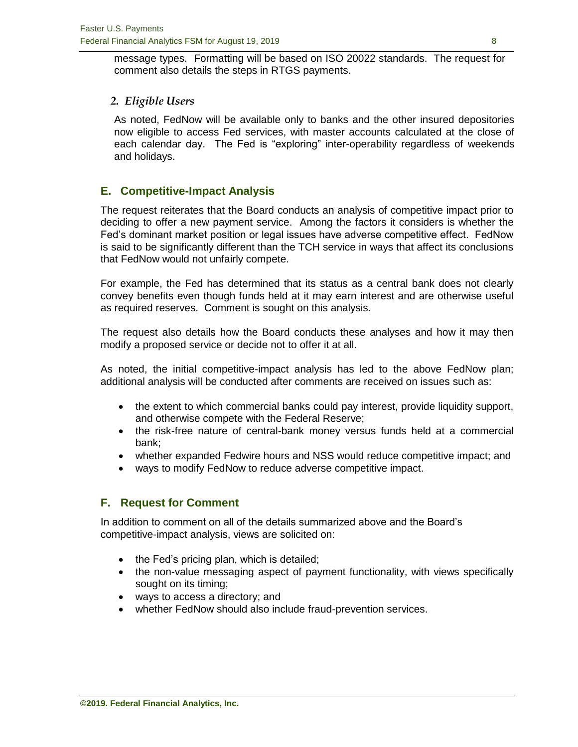message types. Formatting will be based on ISO 20022 standards. The request for comment also details the steps in RTGS payments.

### *2. Eligible Users*

As noted, FedNow will be available only to banks and the other insured depositories now eligible to access Fed services, with master accounts calculated at the close of each calendar day. The Fed is "exploring" inter-operability regardless of weekends and holidays.

## E. Competitive-Impact Analysis

The request reiterates that the Board conducts an analysis of competitive impact prior to deciding to offer a new payment service. Among the factors it considers is whether the Fed's dominant market position or legal issues have adverse competitive effect. FedNow is said to be significantly different than the TCH service in ways that affect its conclusions that FedNow would not unfairly compete.

For example, the Fed has determined that its status as a central bank does not clearly convey benefits even though funds held at it may earn interest and are otherwise useful as required reserves. Comment is sought on this analysis.

The request also details how the Board conducts these analyses and how it may then modify a proposed service or decide not to offer it at all.

As noted, the initial competitive-impact analysis has led to the above FedNow plan; additional analysis will be conducted after comments are received on issues such as:

- the extent to which commercial banks could pay interest, provide liquidity support, and otherwise compete with the Federal Reserve;
- the risk-free nature of central-bank money versus funds held at a commercial bank;
- whether expanded Fedwire hours and NSS would reduce competitive impact; and
- ways to modify FedNow to reduce adverse competitive impact.

## F. Request for Comment

In addition to comment on all of the details summarized above and the Board's competitive-impact analysis, views are solicited on:

- the Fed's pricing plan, which is detailed;
- the non-value messaging aspect of payment functionality, with views specifically sought on its timing;
- ways to access a directory; and
- whether FedNow should also include fraud-prevention services.